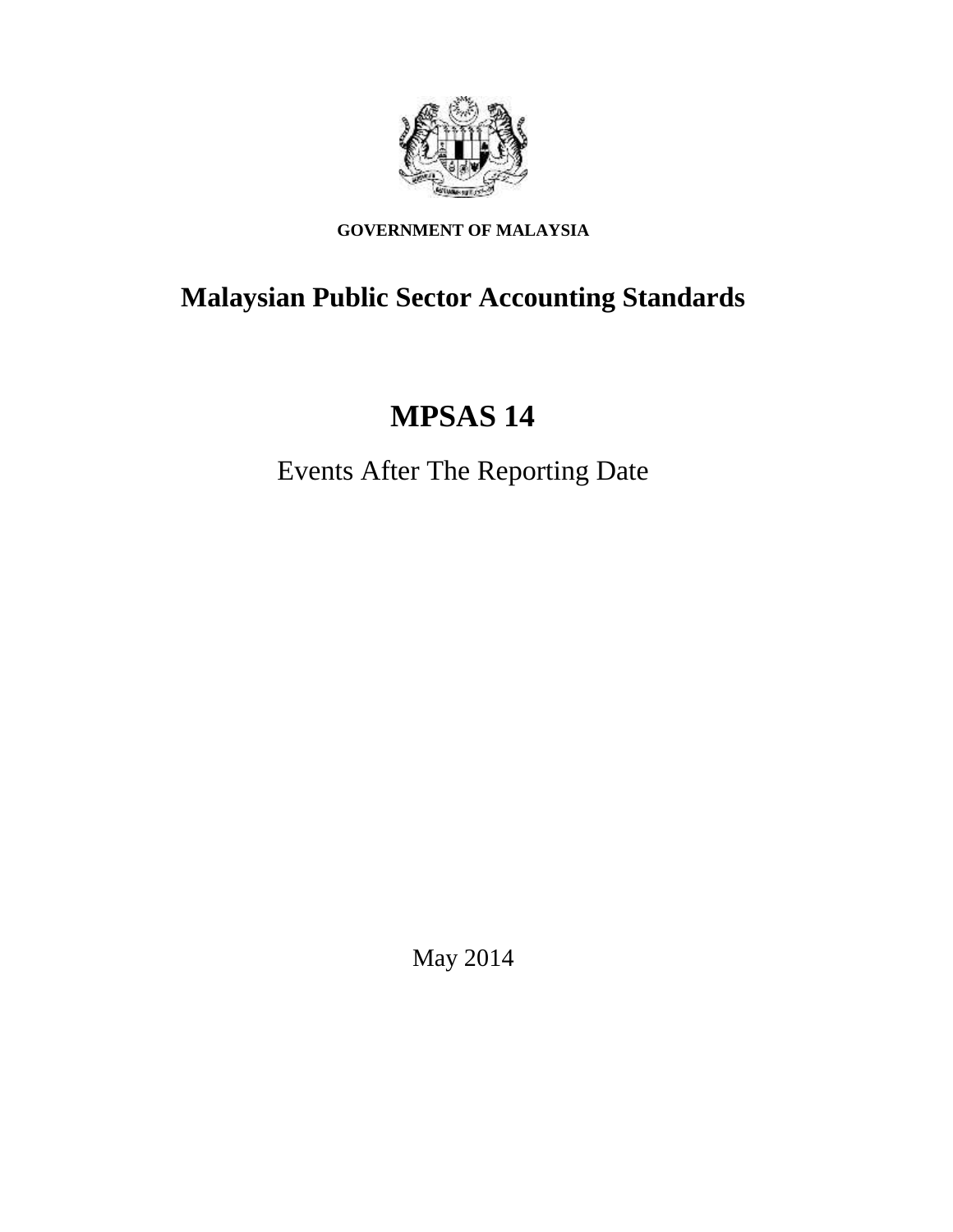**GOVERNMENT OF MALAYSIA**

# Malaysian Public Sector Accounting Standards

# MPSAS 14

## Events After The Reporting Date

May 2014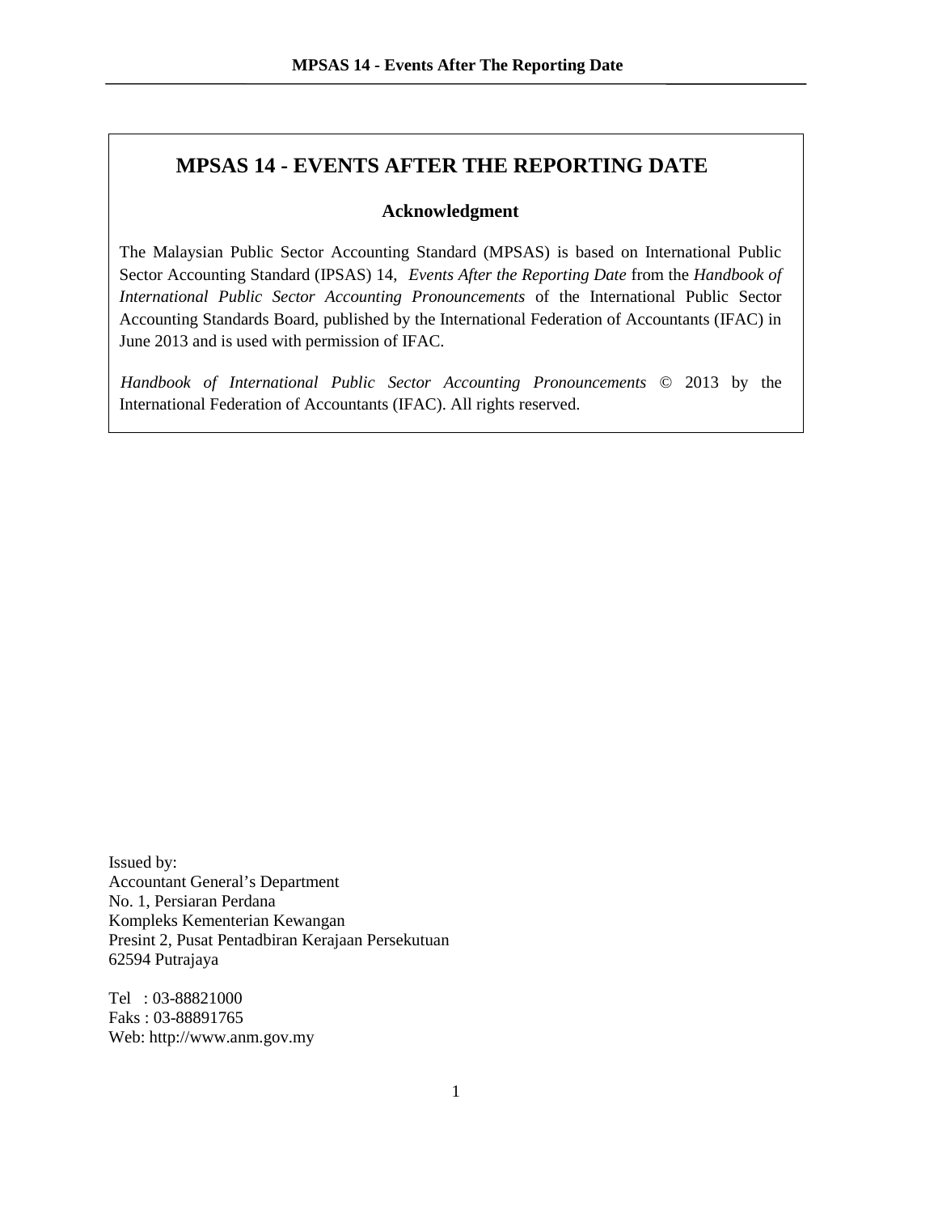# MPSAS 14 - EVENTS AFTER THE REPORTING DATE

## Acknowledgment

The Malaysian Public Sector Accounting Standard (MPSAS) is based on International Public Sector Accounting Standard (IPSAS) 14, *Events After the Reporting Date* from the *Handbook of International Public Sector Accounting Pronouncements* of the International Public Sector Accounting Standards Board, published by the International Federation of Accountants (IFAC) in June 2013 and is used with permission of IFAC.

*Handbook of International Public Sector Accounting Pronouncements* © 2013 by the International Federation of Accountants (IFAC). All rights reserved.

Issued by:
Accountant General's Department
No. 1, Persiaran Perdana
Kompleks Kementerian Kewangan
Presint 2, Pusat Pentadbiran Kerajaan Persekutuan
62594 Putrajaya

Tel : 03-88821000
Faks : 03-88891765
Web: http://www.anm.gov.my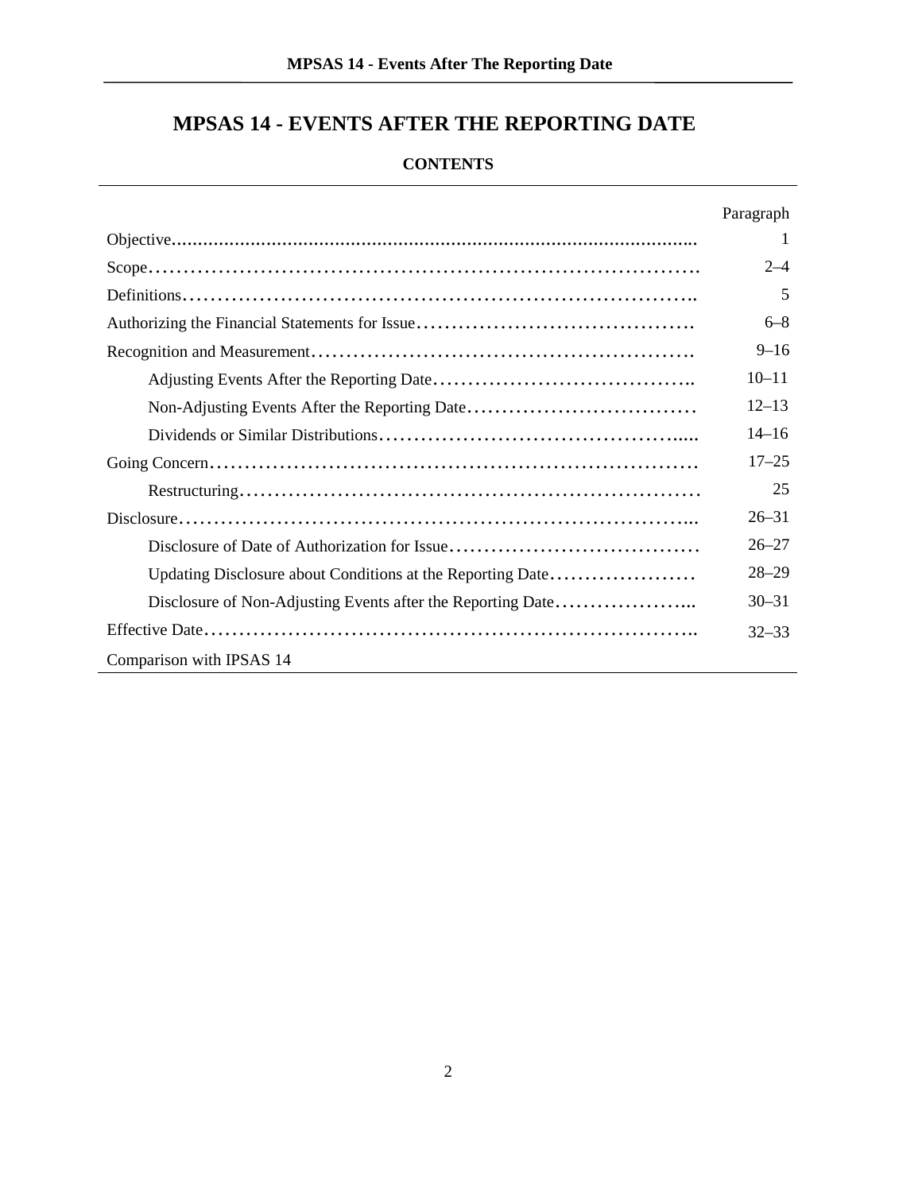# MPSAS 14 - EVENTS AFTER THE REPORTING DATE

**CONTENTS**

| | Paragraph |
|---|---|
| Objective | 1 |
| Scope | 2–4 |
| Definitions | 5 |
| Authorizing the Financial Statements for Issue | 6–8 |
| Recognition and Measurement | 9–16 |
| Adjusting Events After the Reporting Date | 10–11 |
| Non-Adjusting Events After the Reporting Date | 12–13 |
| Dividends or Similar Distributions | 14–16 |
| Going Concern | 17–25 |
| Restructuring | 25 |
| Disclosure | 26–31 |
| Disclosure of Date of Authorization for Issue | 26–27 |
| Updating Disclosure about Conditions at the Reporting Date | 28–29 |
| Disclosure of Non-Adjusting Events after the Reporting Date | 30–31 |
| Effective Date | 32–33 |
| Comparison with IPSAS 14 | |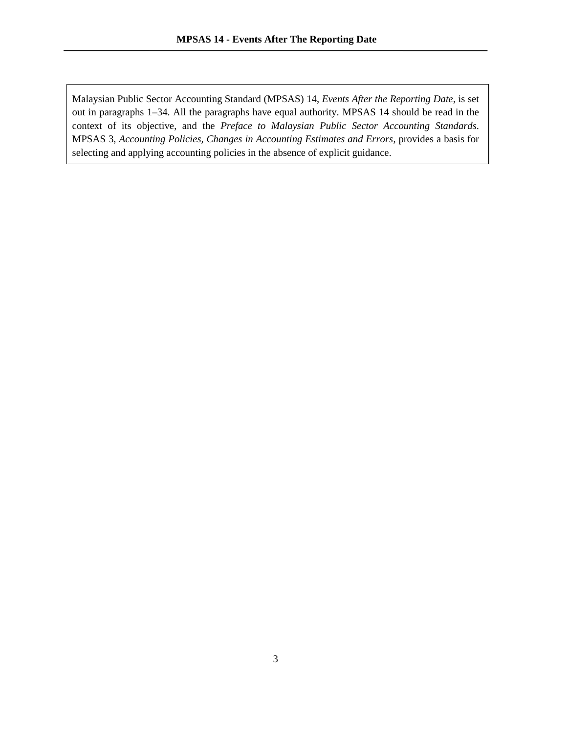Malaysian Public Sector Accounting Standard (MPSAS) 14, *Events After the Reporting Date*, is set out in paragraphs 1–34. All the paragraphs have equal authority. MPSAS 14 should be read in the context of its objective, and the *Preface to Malaysian Public Sector Accounting Standards*. MPSAS 3, *Accounting Policies, Changes in Accounting Estimates and Errors*, provides a basis for selecting and applying accounting policies in the absence of explicit guidance.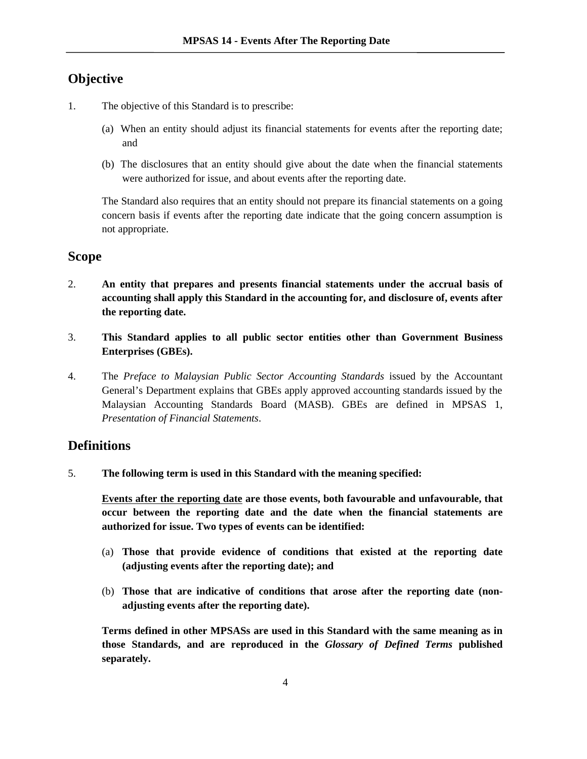## Objective

1. The objective of this Standard is to prescribe:

   (a) When an entity should adjust its financial statements for events after the reporting date; and

   (b) The disclosures that an entity should give about the date when the financial statements were authorized for issue, and about events after the reporting date.

   The Standard also requires that an entity should not prepare its financial statements on a going concern basis if events after the reporting date indicate that the going concern assumption is not appropriate.

## Scope

2. **An entity that prepares and presents financial statements under the accrual basis of accounting shall apply this Standard in the accounting for, and disclosure of, events after the reporting date.**

3. **This Standard applies to all public sector entities other than Government Business Enterprises (GBEs).**

4. The *Preface to Malaysian Public Sector Accounting Standards* issued by the Accountant General's Department explains that GBEs apply approved accounting standards issued by the Malaysian Accounting Standards Board (MASB). GBEs are defined in MPSAS 1, *Presentation of Financial Statements*.

## Definitions

5. **The following term is used in this Standard with the meaning specified:**

   **<u>Events after the reporting date</u> are those events, both favourable and unfavourable, that occur between the reporting date and the date when the financial statements are authorized for issue. Two types of events can be identified:**

   (a) **Those that provide evidence of conditions that existed at the reporting date (adjusting events after the reporting date); and**

   (b) **Those that are indicative of conditions that arose after the reporting date (non-adjusting events after the reporting date).**

   **Terms defined in other MPSASs are used in this Standard with the same meaning as in those Standards, and are reproduced in the *Glossary of Defined Terms* published separately.**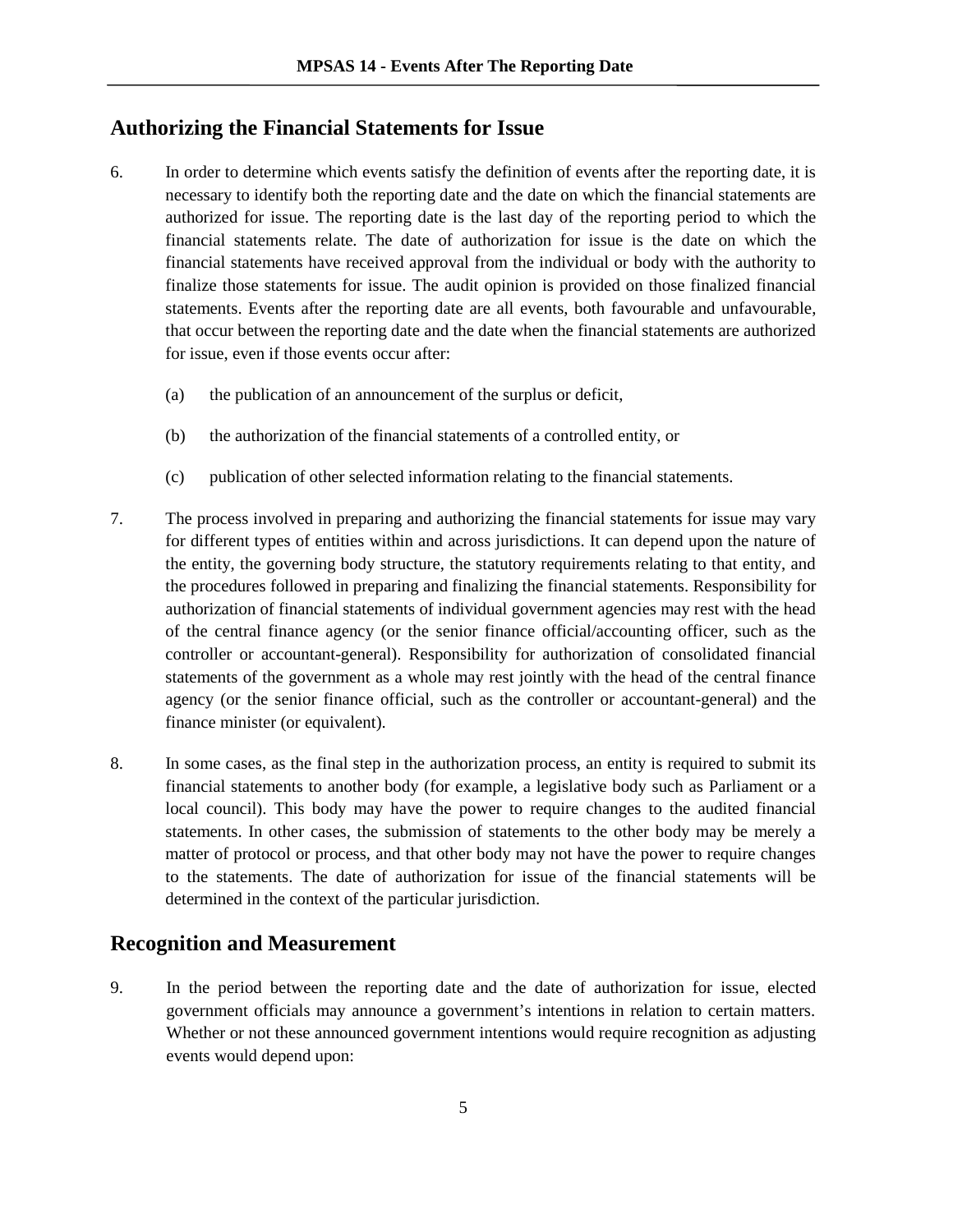## Authorizing the Financial Statements for Issue

6. In order to determine which events satisfy the definition of events after the reporting date, it is necessary to identify both the reporting date and the date on which the financial statements are authorized for issue. The reporting date is the last day of the reporting period to which the financial statements relate. The date of authorization for issue is the date on which the financial statements have received approval from the individual or body with the authority to finalize those statements for issue. The audit opinion is provided on those finalized financial statements. Events after the reporting date are all events, both favourable and unfavourable, that occur between the reporting date and the date when the financial statements are authorized for issue, even if those events occur after:

   (a) the publication of an announcement of the surplus or deficit,

   (b) the authorization of the financial statements of a controlled entity, or

   (c) publication of other selected information relating to the financial statements.

7. The process involved in preparing and authorizing the financial statements for issue may vary for different types of entities within and across jurisdictions. It can depend upon the nature of the entity, the governing body structure, the statutory requirements relating to that entity, and the procedures followed in preparing and finalizing the financial statements. Responsibility for authorization of financial statements of individual government agencies may rest with the head of the central finance agency (or the senior finance official/accounting officer, such as the controller or accountant-general). Responsibility for authorization of consolidated financial statements of the government as a whole may rest jointly with the head of the central finance agency (or the senior finance official, such as the controller or accountant-general) and the finance minister (or equivalent).

8. In some cases, as the final step in the authorization process, an entity is required to submit its financial statements to another body (for example, a legislative body such as Parliament or a local council). This body may have the power to require changes to the audited financial statements. In other cases, the submission of statements to the other body may be merely a matter of protocol or process, and that other body may not have the power to require changes to the statements. The date of authorization for issue of the financial statements will be determined in the context of the particular jurisdiction.

## Recognition and Measurement

9. In the period between the reporting date and the date of authorization for issue, elected government officials may announce a government's intentions in relation to certain matters. Whether or not these announced government intentions would require recognition as adjusting events would depend upon: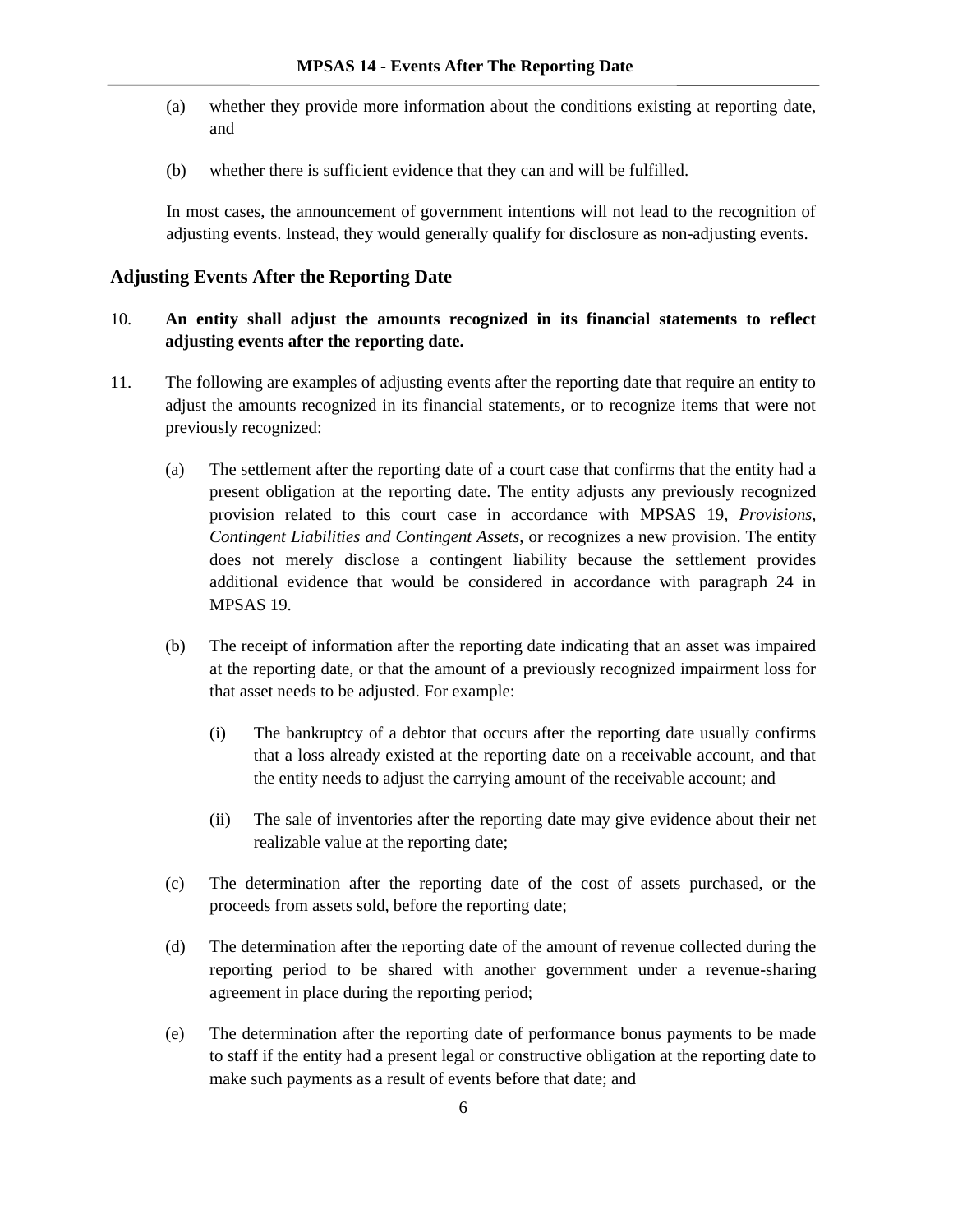(a) whether they provide more information about the conditions existing at reporting date, and

(b) whether there is sufficient evidence that they can and will be fulfilled.

In most cases, the announcement of government intentions will not lead to the recognition of adjusting events. Instead, they would generally qualify for disclosure as non-adjusting events.

## Adjusting Events After the Reporting Date

10. **An entity shall adjust the amounts recognized in its financial statements to reflect adjusting events after the reporting date.**

11. The following are examples of adjusting events after the reporting date that require an entity to adjust the amounts recognized in its financial statements, or to recognize items that were not previously recognized:

    (a) The settlement after the reporting date of a court case that confirms that the entity had a present obligation at the reporting date. The entity adjusts any previously recognized provision related to this court case in accordance with MPSAS 19, *Provisions, Contingent Liabilities and Contingent Assets*, or recognizes a new provision. The entity does not merely disclose a contingent liability because the settlement provides additional evidence that would be considered in accordance with paragraph 24 in MPSAS 19.

    (b) The receipt of information after the reporting date indicating that an asset was impaired at the reporting date, or that the amount of a previously recognized impairment loss for that asset needs to be adjusted. For example:

        (i) The bankruptcy of a debtor that occurs after the reporting date usually confirms that a loss already existed at the reporting date on a receivable account, and that the entity needs to adjust the carrying amount of the receivable account; and

        (ii) The sale of inventories after the reporting date may give evidence about their net realizable value at the reporting date;

    (c) The determination after the reporting date of the cost of assets purchased, or the proceeds from assets sold, before the reporting date;

    (d) The determination after the reporting date of the amount of revenue collected during the reporting period to be shared with another government under a revenue-sharing agreement in place during the reporting period;

    (e) The determination after the reporting date of performance bonus payments to be made to staff if the entity had a present legal or constructive obligation at the reporting date to make such payments as a result of events before that date; and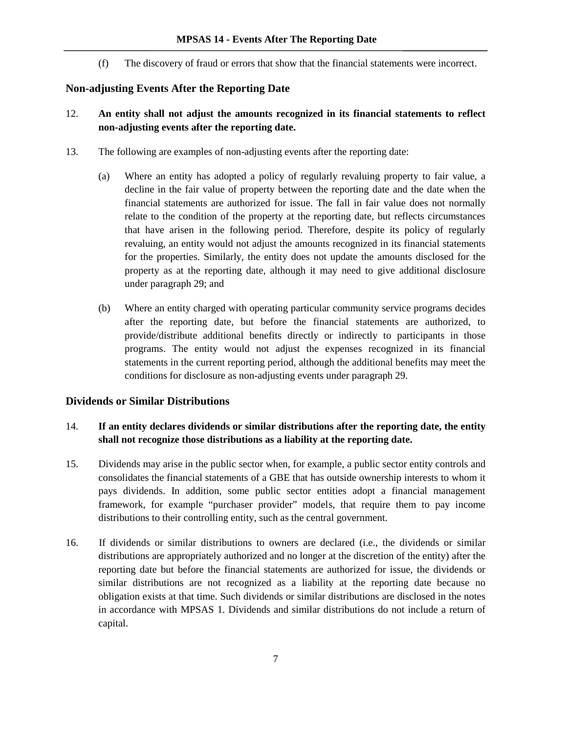(f) The discovery of fraud or errors that show that the financial statements were incorrect.

## Non-adjusting Events After the Reporting Date

12. **An entity shall not adjust the amounts recognized in its financial statements to reflect non-adjusting events after the reporting date.**

13. The following are examples of non-adjusting events after the reporting date:

    (a) Where an entity has adopted a policy of regularly revaluing property to fair value, a decline in the fair value of property between the reporting date and the date when the financial statements are authorized for issue. The fall in fair value does not normally relate to the condition of the property at the reporting date, but reflects circumstances that have arisen in the following period. Therefore, despite its policy of regularly revaluing, an entity would not adjust the amounts recognized in its financial statements for the properties. Similarly, the entity does not update the amounts disclosed for the property as at the reporting date, although it may need to give additional disclosure under paragraph 29; and

    (b) Where an entity charged with operating particular community service programs decides after the reporting date, but before the financial statements are authorized, to provide/distribute additional benefits directly or indirectly to participants in those programs. The entity would not adjust the expenses recognized in its financial statements in the current reporting period, although the additional benefits may meet the conditions for disclosure as non-adjusting events under paragraph 29.

## Dividends or Similar Distributions

14. **If an entity declares dividends or similar distributions after the reporting date, the entity shall not recognize those distributions as a liability at the reporting date.**

15. Dividends may arise in the public sector when, for example, a public sector entity controls and consolidates the financial statements of a GBE that has outside ownership interests to whom it pays dividends. In addition, some public sector entities adopt a financial management framework, for example "purchaser provider" models, that require them to pay income distributions to their controlling entity, such as the central government.

16. If dividends or similar distributions to owners are declared (i.e., the dividends or similar distributions are appropriately authorized and no longer at the discretion of the entity) after the reporting date but before the financial statements are authorized for issue, the dividends or similar distributions are not recognized as a liability at the reporting date because no obligation exists at that time. Such dividends or similar distributions are disclosed in the notes in accordance with MPSAS 1. Dividends and similar distributions do not include a return of capital.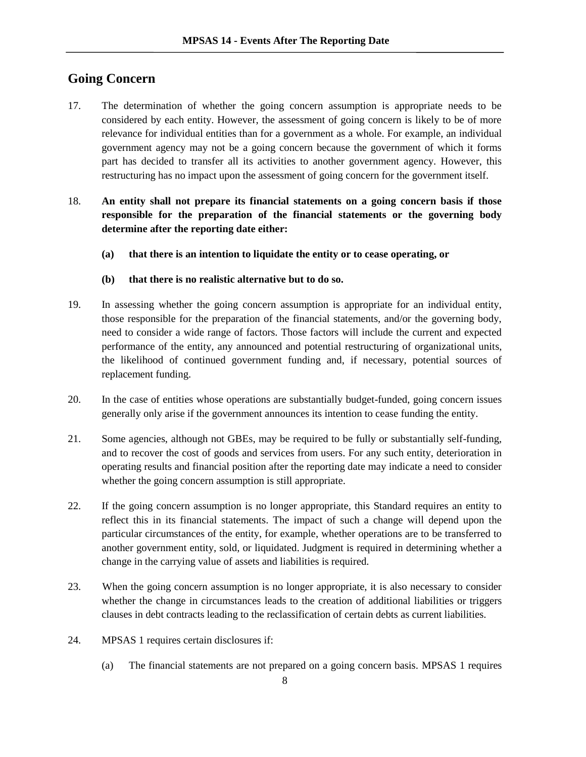## Going Concern

17. The determination of whether the going concern assumption is appropriate needs to be considered by each entity. However, the assessment of going concern is likely to be of more relevance for individual entities than for a government as a whole. For example, an individual government agency may not be a going concern because the government of which it forms part has decided to transfer all its activities to another government agency. However, this restructuring has no impact upon the assessment of going concern for the government itself.

18. **An entity shall not prepare its financial statements on a going concern basis if those responsible for the preparation of the financial statements or the governing body determine after the reporting date either:**

    **(a) that there is an intention to liquidate the entity or to cease operating, or**

    **(b) that there is no realistic alternative but to do so.**

19. In assessing whether the going concern assumption is appropriate for an individual entity, those responsible for the preparation of the financial statements, and/or the governing body, need to consider a wide range of factors. Those factors will include the current and expected performance of the entity, any announced and potential restructuring of organizational units, the likelihood of continued government funding and, if necessary, potential sources of replacement funding.

20. In the case of entities whose operations are substantially budget-funded, going concern issues generally only arise if the government announces its intention to cease funding the entity.

21. Some agencies, although not GBEs, may be required to be fully or substantially self-funding, and to recover the cost of goods and services from users. For any such entity, deterioration in operating results and financial position after the reporting date may indicate a need to consider whether the going concern assumption is still appropriate.

22. If the going concern assumption is no longer appropriate, this Standard requires an entity to reflect this in its financial statements. The impact of such a change will depend upon the particular circumstances of the entity, for example, whether operations are to be transferred to another government entity, sold, or liquidated. Judgment is required in determining whether a change in the carrying value of assets and liabilities is required.

23. When the going concern assumption is no longer appropriate, it is also necessary to consider whether the change in circumstances leads to the creation of additional liabilities or triggers clauses in debt contracts leading to the reclassification of certain debts as current liabilities.

24. MPSAS 1 requires certain disclosures if:

    (a) The financial statements are not prepared on a going concern basis. MPSAS 1 requires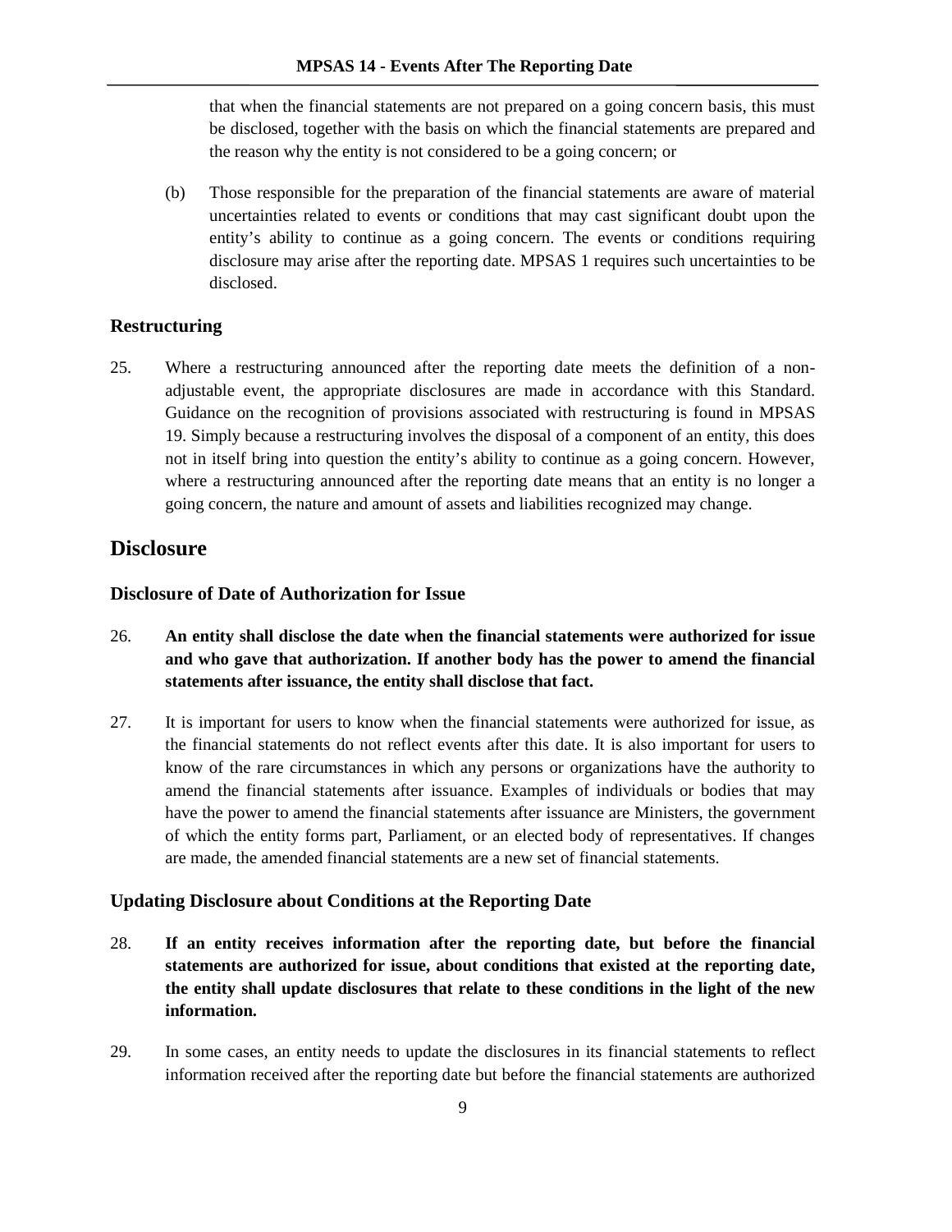that when the financial statements are not prepared on a going concern basis, this must be disclosed, together with the basis on which the financial statements are prepared and the reason why the entity is not considered to be a going concern; or

(b) Those responsible for the preparation of the financial statements are aware of material uncertainties related to events or conditions that may cast significant doubt upon the entity's ability to continue as a going concern. The events or conditions requiring disclosure may arise after the reporting date. MPSAS 1 requires such uncertainties to be disclosed.

### Restructuring

25. Where a restructuring announced after the reporting date meets the definition of a non-adjustable event, the appropriate disclosures are made in accordance with this Standard. Guidance on the recognition of provisions associated with restructuring is found in MPSAS 19. Simply because a restructuring involves the disposal of a component of an entity, this does not in itself bring into question the entity's ability to continue as a going concern. However, where a restructuring announced after the reporting date means that an entity is no longer a going concern, the nature and amount of assets and liabilities recognized may change.

## Disclosure

### Disclosure of Date of Authorization for Issue

26. **An entity shall disclose the date when the financial statements were authorized for issue and who gave that authorization. If another body has the power to amend the financial statements after issuance, the entity shall disclose that fact.**

27. It is important for users to know when the financial statements were authorized for issue, as the financial statements do not reflect events after this date. It is also important for users to know of the rare circumstances in which any persons or organizations have the authority to amend the financial statements after issuance. Examples of individuals or bodies that may have the power to amend the financial statements after issuance are Ministers, the government of which the entity forms part, Parliament, or an elected body of representatives. If changes are made, the amended financial statements are a new set of financial statements.

### Updating Disclosure about Conditions at the Reporting Date

28. **If an entity receives information after the reporting date, but before the financial statements are authorized for issue, about conditions that existed at the reporting date, the entity shall update disclosures that relate to these conditions in the light of the new information.**

29. In some cases, an entity needs to update the disclosures in its financial statements to reflect information received after the reporting date but before the financial statements are authorized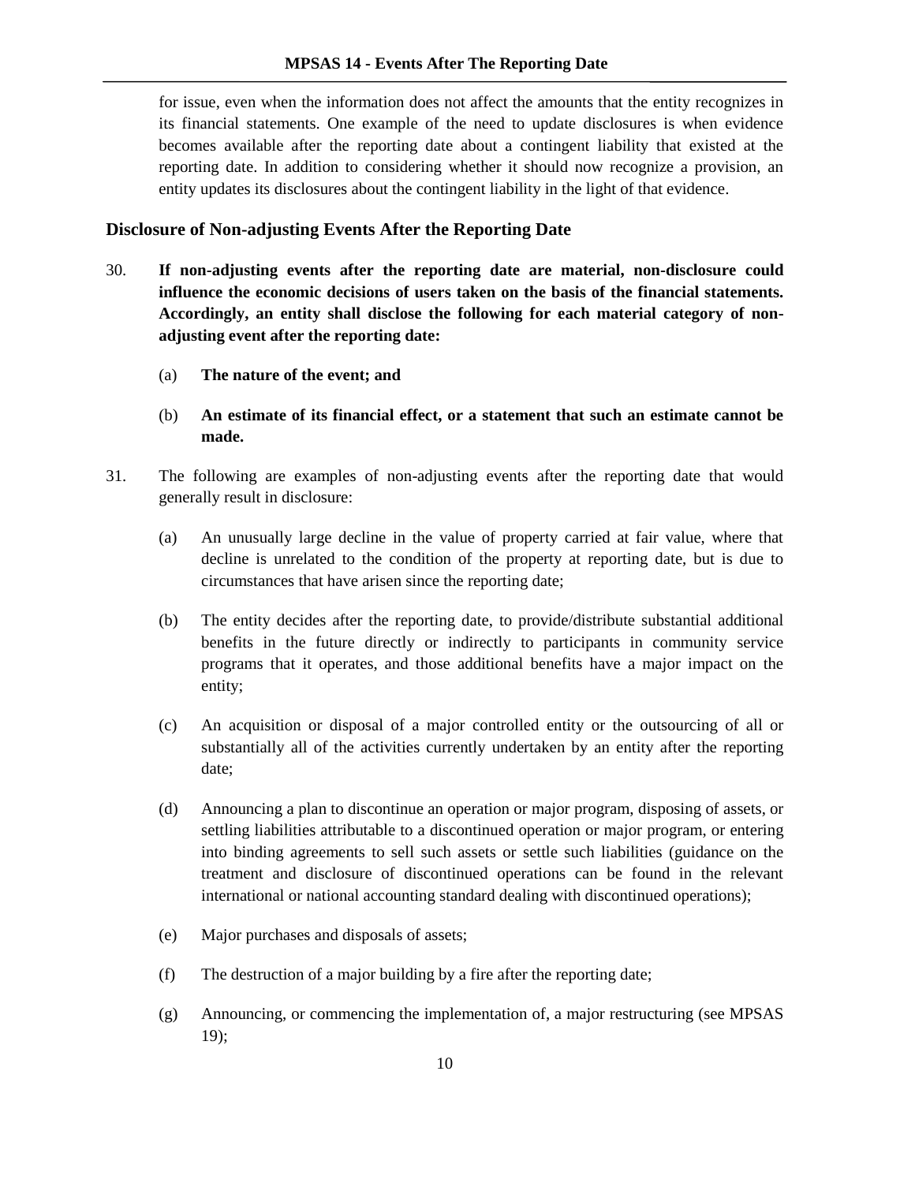for issue, even when the information does not affect the amounts that the entity recognizes in its financial statements. One example of the need to update disclosures is when evidence becomes available after the reporting date about a contingent liability that existed at the reporting date. In addition to considering whether it should now recognize a provision, an entity updates its disclosures about the contingent liability in the light of that evidence.

## Disclosure of Non-adjusting Events After the Reporting Date

30. **If non-adjusting events after the reporting date are material, non-disclosure could influence the economic decisions of users taken on the basis of the financial statements. Accordingly, an entity shall disclose the following for each material category of non-adjusting event after the reporting date:**

    (a) **The nature of the event; and**

    (b) **An estimate of its financial effect, or a statement that such an estimate cannot be made.**

31. The following are examples of non-adjusting events after the reporting date that would generally result in disclosure:

    (a) An unusually large decline in the value of property carried at fair value, where that decline is unrelated to the condition of the property at reporting date, but is due to circumstances that have arisen since the reporting date;

    (b) The entity decides after the reporting date, to provide/distribute substantial additional benefits in the future directly or indirectly to participants in community service programs that it operates, and those additional benefits have a major impact on the entity;

    (c) An acquisition or disposal of a major controlled entity or the outsourcing of all or substantially all of the activities currently undertaken by an entity after the reporting date;

    (d) Announcing a plan to discontinue an operation or major program, disposing of assets, or settling liabilities attributable to a discontinued operation or major program, or entering into binding agreements to sell such assets or settle such liabilities (guidance on the treatment and disclosure of discontinued operations can be found in the relevant international or national accounting standard dealing with discontinued operations);

    (e) Major purchases and disposals of assets;

    (f) The destruction of a major building by a fire after the reporting date;

    (g) Announcing, or commencing the implementation of, a major restructuring (see MPSAS 19);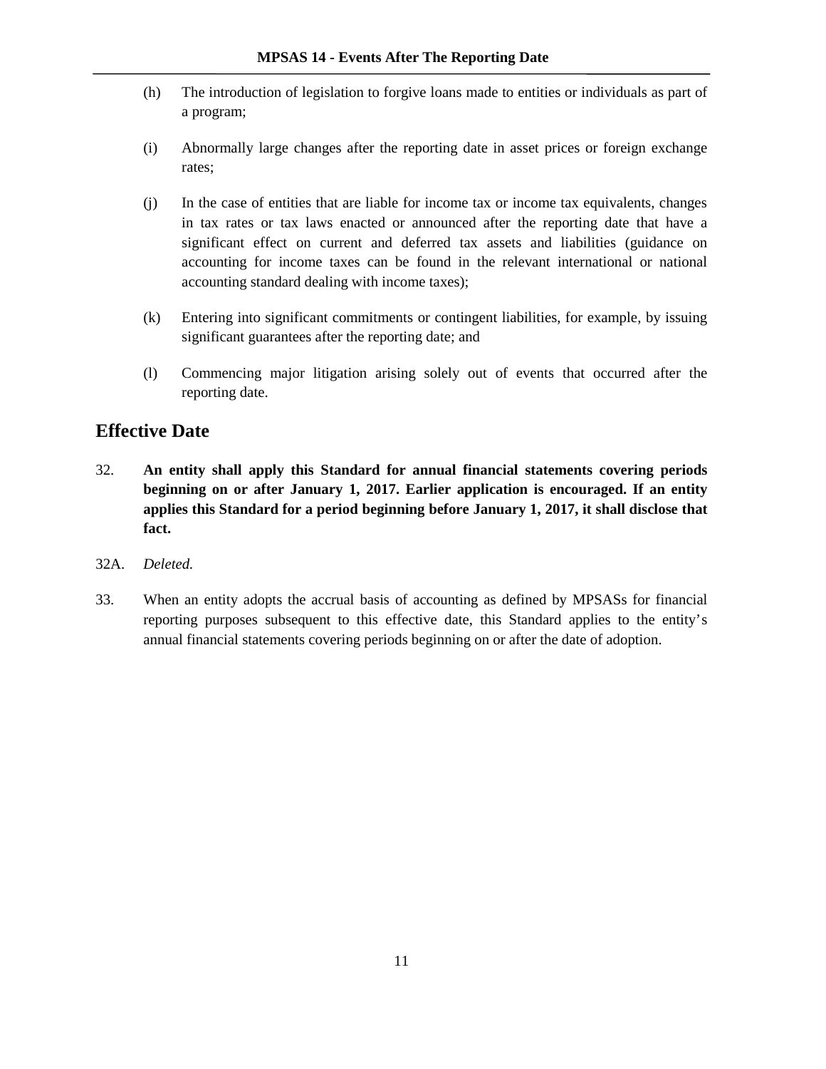(h) The introduction of legislation to forgive loans made to entities or individuals as part of a program;

(i) Abnormally large changes after the reporting date in asset prices or foreign exchange rates;

(j) In the case of entities that are liable for income tax or income tax equivalents, changes in tax rates or tax laws enacted or announced after the reporting date that have a significant effect on current and deferred tax assets and liabilities (guidance on accounting for income taxes can be found in the relevant international or national accounting standard dealing with income taxes);

(k) Entering into significant commitments or contingent liabilities, for example, by issuing significant guarantees after the reporting date; and

(l) Commencing major litigation arising solely out of events that occurred after the reporting date.

## Effective Date

32. **An entity shall apply this Standard for annual financial statements covering periods beginning on or after January 1, 2017. Earlier application is encouraged. If an entity applies this Standard for a period beginning before January 1, 2017, it shall disclose that fact.**

32A. *Deleted.*

33. When an entity adopts the accrual basis of accounting as defined by MPSASs for financial reporting purposes subsequent to this effective date, this Standard applies to the entity's annual financial statements covering periods beginning on or after the date of adoption.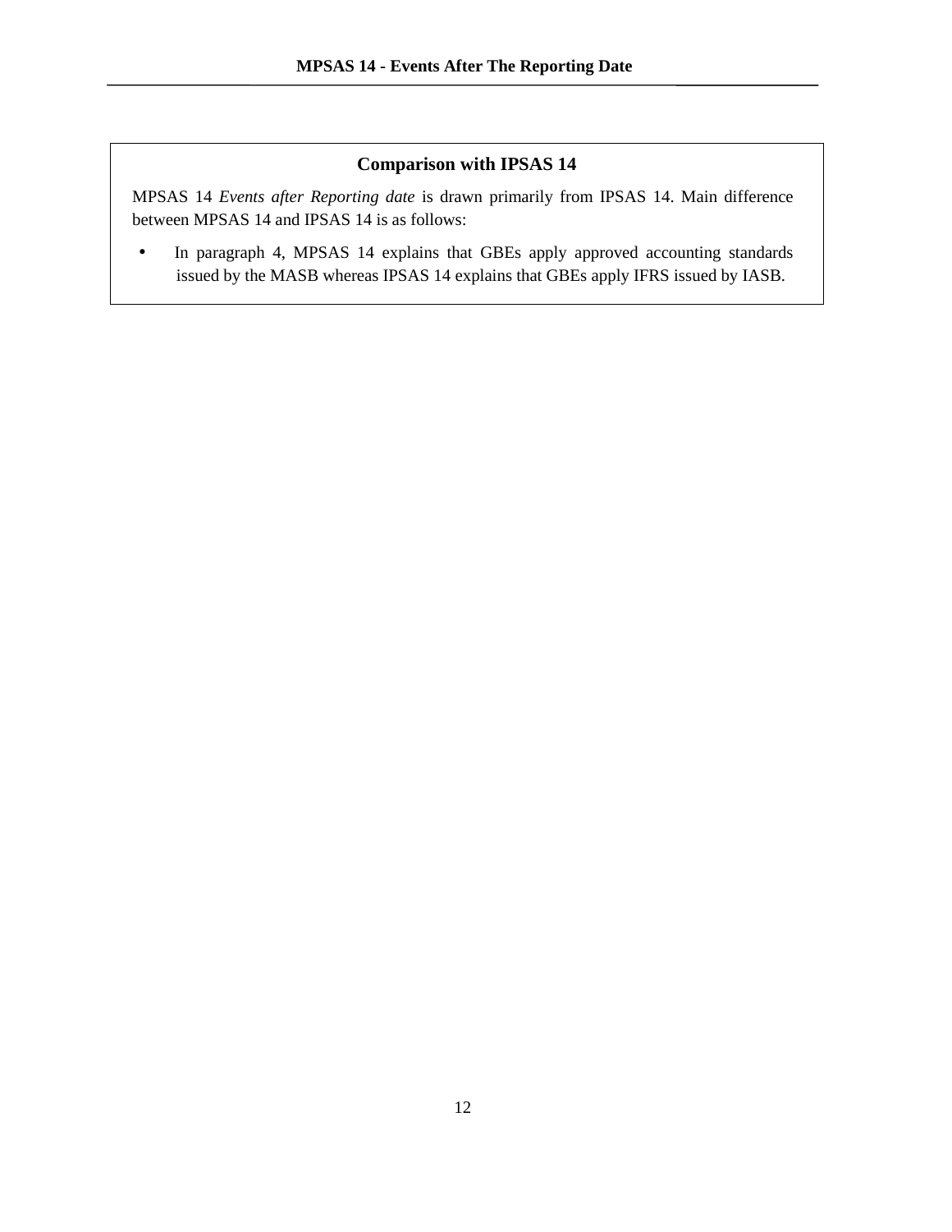## Comparison with IPSAS 14

MPSAS 14 *Events after Reporting date* is drawn primarily from IPSAS 14. Main difference between MPSAS 14 and IPSAS 14 is as follows:

- In paragraph 4, MPSAS 14 explains that GBEs apply approved accounting standards issued by the MASB whereas IPSAS 14 explains that GBEs apply IFRS issued by IASB.